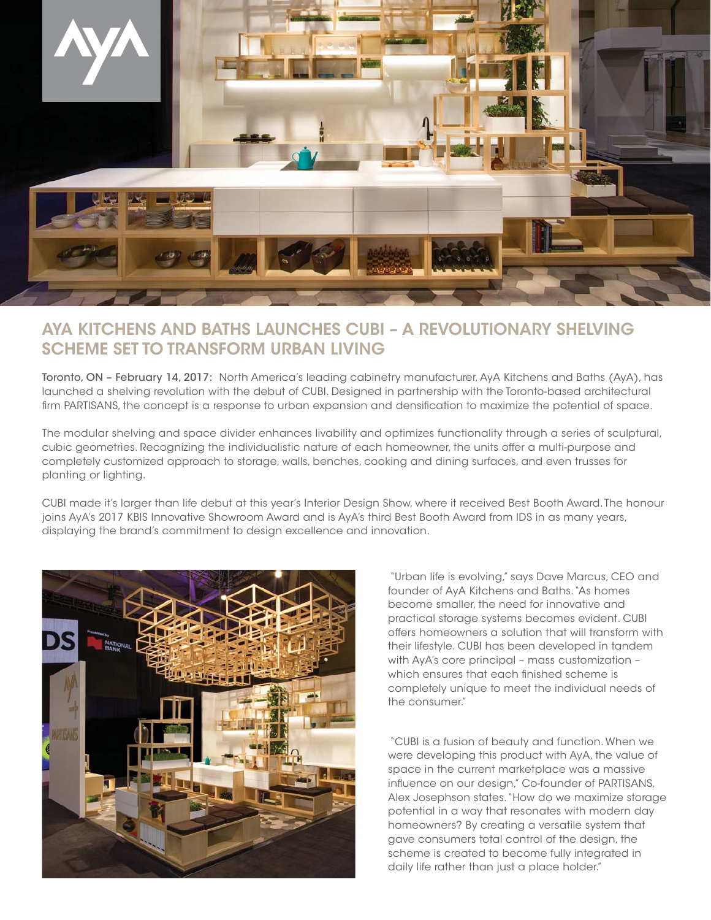# AYA KITCHENS AND BATHS LAUNCHES CUBI – A REVOLUTIONARY SHELVING SCHEME SET TO TRANSFORM URBAN LIVING

**Toronto, ON – February 14, 2017:** North America's leading cabinetry manufacturer, AyA Kitchens and Baths (AyA), has launched a shelving revolution with the debut of CUBI. Designed in partnership with the Toronto-based architectural firm PARTISANS, the concept is a response to urban expansion and densification to maximize the potential of space.

The modular shelving and space divider enhances livability and optimizes functionality through a series of sculptural, cubic geometries. Recognizing the individualistic nature of each homeowner, the units offer a multi-purpose and completely customized approach to storage, walls, benches, cooking and dining surfaces, and even trusses for planting or lighting.

CUBI made it's larger than life debut at this year's Interior Design Show, where it received Best Booth Award. The honour joins AyA's 2017 KBIS Innovative Showroom Award and is AyA's third Best Booth Award from IDS in as many years, displaying the brand's commitment to design excellence and innovation.

"Urban life is evolving," says Dave Marcus, CEO and founder of AyA Kitchens and Baths. "As homes become smaller, the need for innovative and practical storage systems becomes evident. CUBI offers homeowners a solution that will transform with their lifestyle. CUBI has been developed in tandem with AyA's core principal – mass customization – which ensures that each finished scheme is completely unique to meet the individual needs of the consumer."

"CUBI is a fusion of beauty and function. When we were developing this product with AyA, the value of space in the current marketplace was a massive influence on our design," Co-founder of PARTISANS, Alex Josephson states. "How do we maximize storage potential in a way that resonates with modern day homeowners? By creating a versatile system that gave consumers total control of the design, the scheme is created to become fully integrated in daily life rather than just a place holder."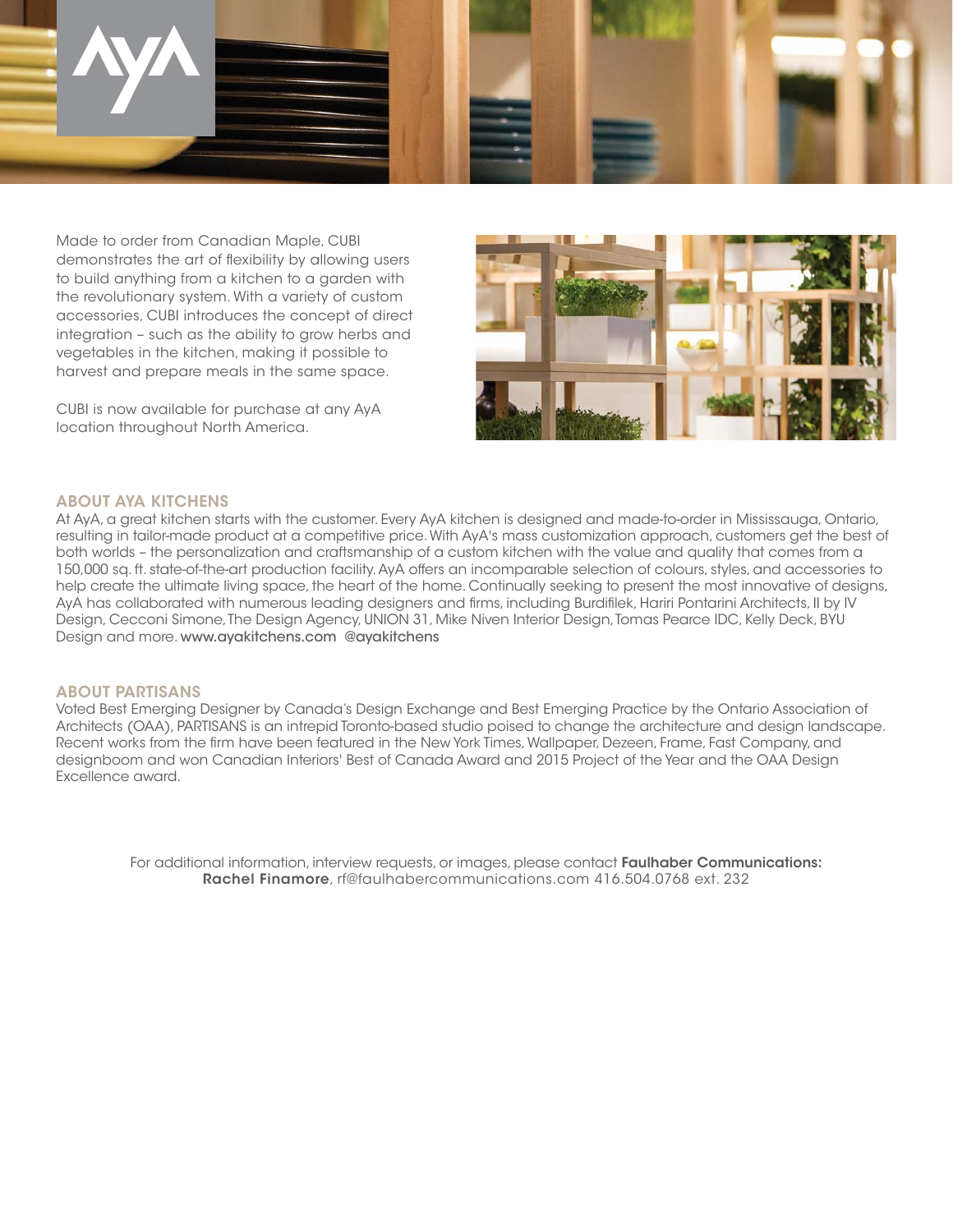Made to order from Canadian Maple, CUBI demonstrates the art of flexibility by allowing users to build anything from a kitchen to a garden with the revolutionary system. With a variety of custom accessories, CUBI introduces the concept of direct integration – such as the ability to grow herbs and vegetables in the kitchen, making it possible to harvest and prepare meals in the same space.

CUBI is now available for purchase at any AyA location throughout North America.

## ABOUT AYA KITCHENS

At AyA, a great kitchen starts with the customer. Every AyA kitchen is designed and made-to-order in Mississauga, Ontario, resulting in tailor-made product at a competitive price. With AyA's mass customization approach, customers get the best of both worlds – the personalization and craftsmanship of a custom kitchen with the value and quality that comes from a 150,000 sq. ft. state-of-the-art production facility. AyA offers an incomparable selection of colours, styles, and accessories to help create the ultimate living space, the heart of the home. Continually seeking to present the most innovative of designs, AyA has collaborated with numerous leading designers and firms, including Burdifilek, Hariri Pontarini Architects, II by IV Design, Cecconi Simone, The Design Agency, UNION 31, Mike Niven Interior Design, Tomas Pearce IDC, Kelly Deck, BYU Design and more. www.ayakitchens.com @ayakitchens

## ABOUT PARTISANS

Voted Best Emerging Designer by Canada's Design Exchange and Best Emerging Practice by the Ontario Association of Architects (OAA), PARTISANS is an intrepid Toronto-based studio poised to change the architecture and design landscape. Recent works from the firm have been featured in the New York Times, Wallpaper, Dezeen, Frame, Fast Company, and designboom and won Canadian Interiors' Best of Canada Award and 2015 Project of the Year and the OAA Design Excellence award.

For additional information, interview requests, or images, please contact **Faulhaber Communications:** **Rachel Finamore**, rf@faulhabercommunications.com 416.504.0768 ext. 232